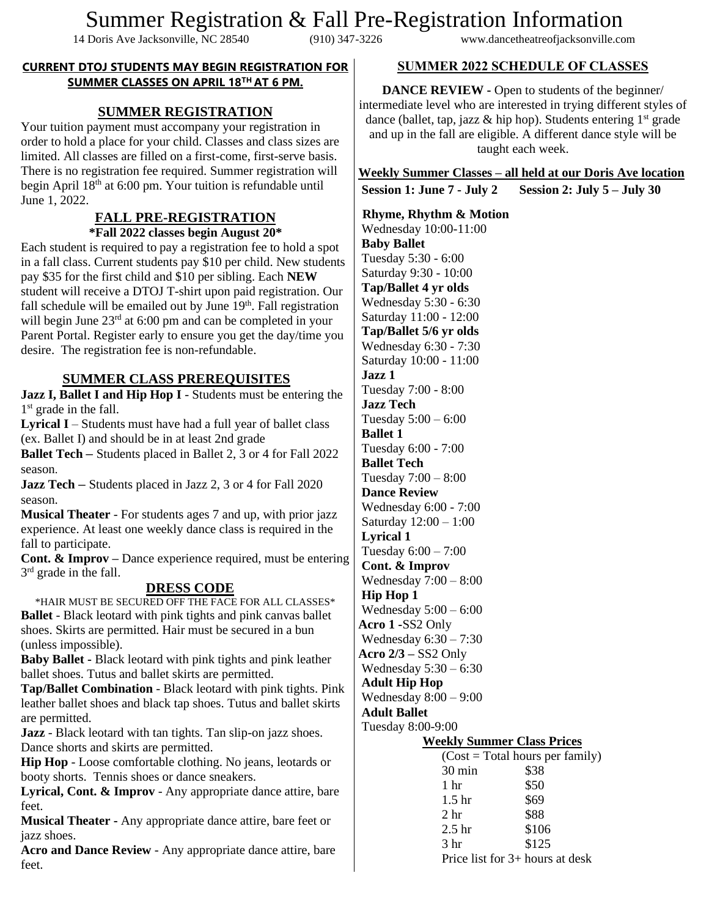# Summer Registration & Fall Pre-Registration Information

14 Doris Ave Jacksonville, NC 28540 (910) 347-3226 www.dancetheatreofjacksonville.com

**CURRENT DTOJ STUDENTS MAY BEGIN REGISTRATION FOR SUMMER CLASSES ON APRIL 18TH AT 6 PM.**

## SUMMER REGISTRATION

Your tuition payment must accompany your registration in order to hold a place for your child. Classes and class sizes are limited. All classes are filled on a first-come, first-serve basis. There is no registration fee required. Summer registration will begin April 18th at 6:00 pm. Your tuition is refundable until June 1, 2022.

## FALL PRE-REGISTRATION

**\*Fall 2022 classes begin August 20\***

Each student is required to pay a registration fee to hold a spot in a fall class. Current students pay $10 per child. New students pay $35 for the first child and $10 per sibling. Each **NEW** student will receive a DTOJ T-shirt upon paid registration. Our fall schedule will be emailed out by June 19th. Fall registration will begin June 23rd at 6:00 pm and can be completed in your Parent Portal. Register early to ensure you get the day/time you desire. The registration fee is non-refundable.

## SUMMER CLASS PREREQUISITES

**Jazz I, Ballet I and Hip Hop I** - Students must be entering the 1st grade in the fall.

**Lyrical I** – Students must have had a full year of ballet class (ex. Ballet I) and should be in at least 2nd grade

**Ballet Tech –** Students placed in Ballet 2, 3 or 4 for Fall 2022 season.

**Jazz Tech –** Students placed in Jazz 2, 3 or 4 for Fall 2020 season.

**Musical Theater** - For students ages 7 and up, with prior jazz experience. At least one weekly dance class is required in the fall to participate.

**Cont. & Improv –** Dance experience required, must be entering 3rd grade in the fall.

## DRESS CODE

\*HAIR MUST BE SECURED OFF THE FACE FOR ALL CLASSES\*

**Ballet** - Black leotard with pink tights and pink canvas ballet shoes. Skirts are permitted. Hair must be secured in a bun (unless impossible).

**Baby Ballet -** Black leotard with pink tights and pink leather ballet shoes. Tutus and ballet skirts are permitted.

**Tap/Ballet Combination** - Black leotard with pink tights. Pink leather ballet shoes and black tap shoes. Tutus and ballet skirts are permitted.

**Jazz** - Black leotard with tan tights. Tan slip-on jazz shoes. Dance shorts and skirts are permitted.

**Hip Hop** - Loose comfortable clothing. No jeans, leotards or booty shorts. Tennis shoes or dance sneakers.

**Lyrical, Cont. & Improv** - Any appropriate dance attire, bare feet.

**Musical Theater -** Any appropriate dance attire, bare feet or jazz shoes.

**Acro and Dance Review** - Any appropriate dance attire, bare feet.

## SUMMER 2022 SCHEDULE OF CLASSES

**DANCE REVIEW -** Open to students of the beginner/ intermediate level who are interested in trying different styles of dance (ballet, tap, jazz & hip hop). Students entering 1st grade and up in the fall are eligible. A different dance style will be taught each week.

**Weekly Summer Classes – all held at our Doris Ave location**

**Session 1: June 7 - July 2** **Session 2: July 5 – July 30**

**Rhyme, Rhythm & Motion**
Wednesday 10:00-11:00

**Baby Ballet**
Tuesday 5:30 - 6:00
Saturday 9:30 - 10:00

**Tap/Ballet 4 yr olds**
Wednesday 5:30 - 6:30
Saturday 11:00 - 12:00

**Tap/Ballet 5/6 yr olds**
Wednesday 6:30 - 7:30
Saturday 10:00 - 11:00

**Jazz 1**
Tuesday 7:00 - 8:00

**Jazz Tech**
Tuesday 5:00 – 6:00

**Ballet 1**
Tuesday 6:00 - 7:00

**Ballet Tech**
Tuesday 7:00 – 8:00

**Dance Review**
Wednesday 6:00 - 7:00
Saturday 12:00 – 1:00

**Lyrical 1**
Tuesday 6:00 – 7:00

**Cont. & Improv**
Wednesday 7:00 – 8:00

**Hip Hop 1**
Wednesday 5:00 – 6:00

**Acro 1 -**SS2 Only
Wednesday 6:30 – 7:30

**Acro 2/3 –** SS2 Only
Wednesday 5:30 – 6:30

**Adult Hip Hop**
Wednesday 8:00 – 9:00

**Adult Ballet**
Tuesday 8:00-9:00

**Weekly Summer Class Prices**

(Cost = Total hours per family)

| Time | Price |
|---|---|
| 30 min | $38 |
| 1 hr | $50 |
| 1.5 hr | $69 |
| 2 hr | $88 |
| 2.5 hr | $106 |
| 3 hr | $125 |

Price list for 3+ hours at desk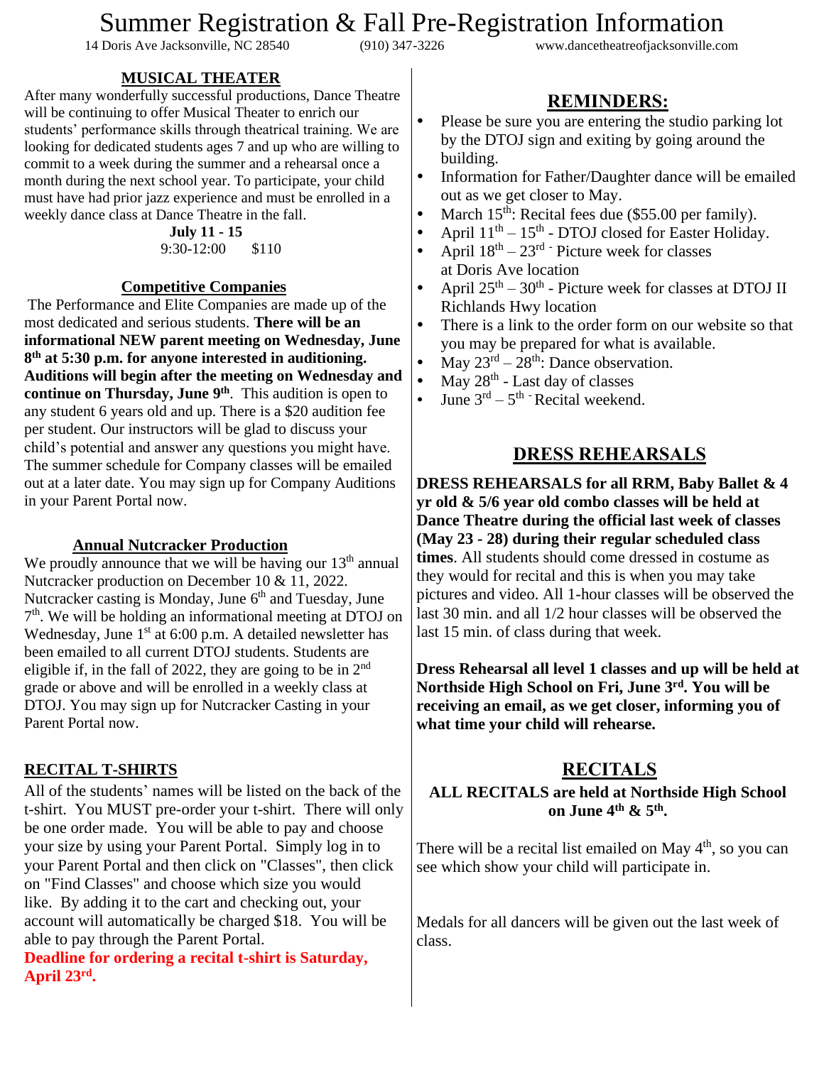# Summer Registration & Fall Pre-Registration Information

14 Doris Ave Jacksonville, NC 28540 (910) 347-3226 www.dancetheatreofjacksonville.com

## MUSICAL THEATER

After many wonderfully successful productions, Dance Theatre will be continuing to offer Musical Theater to enrich our students' performance skills through theatrical training. We are looking for dedicated students ages 7 and up who are willing to commit to a week during the summer and a rehearsal once a month during the next school year. To participate, your child must have had prior jazz experience and must be enrolled in a weekly dance class at Dance Theatre in the fall.

**July 11 - 15**
9:30-12:00 $110

## Competitive Companies

The Performance and Elite Companies are made up of the most dedicated and serious students. **There will be an informational NEW parent meeting on Wednesday, June 8th at 5:30 p.m. for anyone interested in auditioning. Auditions will begin after the meeting on Wednesday and continue on Thursday, June 9th**. This audition is open to any student 6 years old and up. There is a $20 audition fee per student. Our instructors will be glad to discuss your child's potential and answer any questions you might have. The summer schedule for Company classes will be emailed out at a later date. You may sign up for Company Auditions in your Parent Portal now.

## Annual Nutcracker Production

We proudly announce that we will be having our 13th annual Nutcracker production on December 10 & 11, 2022. Nutcracker casting is Monday, June 6th and Tuesday, June 7th. We will be holding an informational meeting at DTOJ on Wednesday, June 1st at 6:00 p.m. A detailed newsletter has been emailed to all current DTOJ students. Students are eligible if, in the fall of 2022, they are going to be in 2nd grade or above and will be enrolled in a weekly class at DTOJ. You may sign up for Nutcracker Casting in your Parent Portal now.

## RECITAL T-SHIRTS

All of the students' names will be listed on the back of the t-shirt. You MUST pre-order your t-shirt. There will only be one order made. You will be able to pay and choose your size by using your Parent Portal. Simply log in to your Parent Portal and then click on "Classes", then click on "Find Classes" and choose which size you would like. By adding it to the cart and checking out, your account will automatically be charged $18. You will be able to pay through the Parent Portal.

**Deadline for ordering a recital t-shirt is Saturday, April 23rd.**

## REMINDERS:

- Please be sure you are entering the studio parking lot by the DTOJ sign and exiting by going around the building.
- Information for Father/Daughter dance will be emailed out as we get closer to May.
- March 15th: Recital fees due ($55.00 per family).
- April 11th – 15th - DTOJ closed for Easter Holiday.
- April 18th – 23rd - Picture week for classes at Doris Ave location
- April 25th – 30th - Picture week for classes at DTOJ II Richlands Hwy location
- There is a link to the order form on our website so that you may be prepared for what is available.
- May 23rd – 28th: Dance observation.
- May 28th - Last day of classes
- June 3rd – 5th - Recital weekend.

## DRESS REHEARSALS

**DRESS REHEARSALS for all RRM, Baby Ballet & 4 yr old & 5/6 year old combo classes will be held at Dance Theatre during the official last week of classes (May 23 - 28) during their regular scheduled class times**. All students should come dressed in costume as they would for recital and this is when you may take pictures and video. All 1-hour classes will be observed the last 30 min. and all 1/2 hour classes will be observed the last 15 min. of class during that week.

**Dress Rehearsal all level 1 classes and up will be held at Northside High School on Fri, June 3rd. You will be receiving an email, as we get closer, informing you of what time your child will rehearse.**

## RECITALS

**ALL RECITALS are held at Northside High School on June 4th & 5th.**

There will be a recital list emailed on May 4th, so you can see which show your child will participate in.

Medals for all dancers will be given out the last week of class.